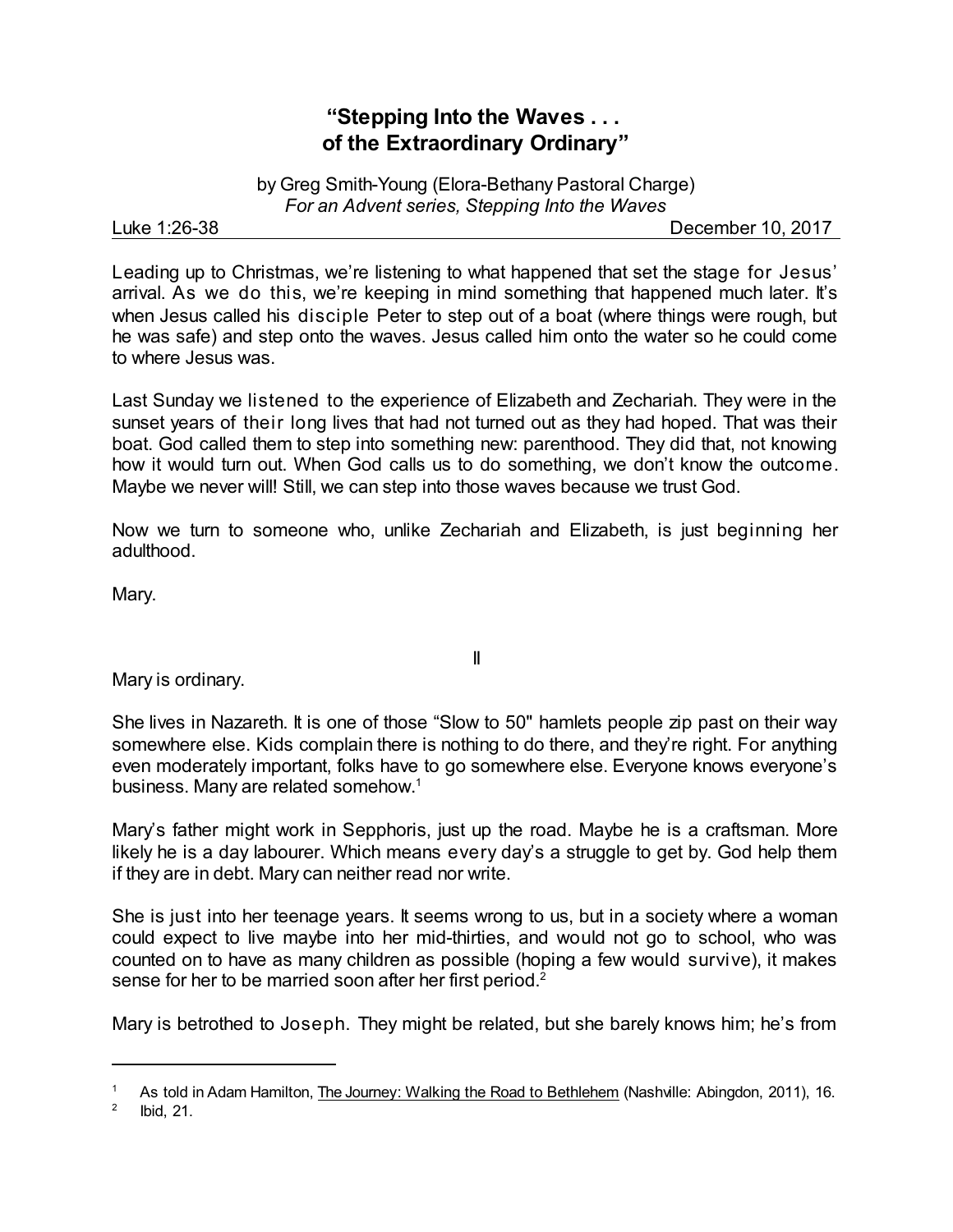# "Stepping Into the Waves . . . of the Extraordinary Ordinary"

by Greg Smith-Young (Elora-Bethany Pastoral Charge)
*For an Advent series, Stepping Into the Waves*

Luke 1:26-38 December 10, 2017

Leading up to Christmas, we're listening to what happened that set the stage for Jesus' arrival. As we do this, we're keeping in mind something that happened much later. It's when Jesus called his disciple Peter to step out of a boat (where things were rough, but he was safe) and step onto the waves. Jesus called him onto the water so he could come to where Jesus was.

Last Sunday we listened to the experience of Elizabeth and Zechariah. They were in the sunset years of their long lives that had not turned out as they had hoped. That was their boat. God called them to step into something new: parenthood. They did that, not knowing how it would turn out. When God calls us to do something, we don't know the outcome. Maybe we never will! Still, we can step into those waves because we trust God.

Now we turn to someone who, unlike Zechariah and Elizabeth, is just beginning her adulthood.

Mary.

II

Mary is ordinary.

She lives in Nazareth. It is one of those "Slow to 50" hamlets people zip past on their way somewhere else. Kids complain there is nothing to do there, and they're right. For anything even moderately important, folks have to go somewhere else. Everyone knows everyone's business. Many are related somehow.[1]

Mary's father might work in Sepphoris, just up the road. Maybe he is a craftsman. More likely he is a day labourer. Which means every day's a struggle to get by. God help them if they are in debt. Mary can neither read nor write.

She is just into her teenage years. It seems wrong to us, but in a society where a woman could expect to live maybe into her mid-thirties, and would not go to school, who was counted on to have as many children as possible (hoping a few would survive), it makes sense for her to be married soon after her first period.[2]

Mary is betrothed to Joseph. They might be related, but she barely knows him; he's from

---

[1] As told in Adam Hamilton, The Journey: Walking the Road to Bethlehem (Nashville: Abingdon, 2011), 16.

[2] Ibid, 21.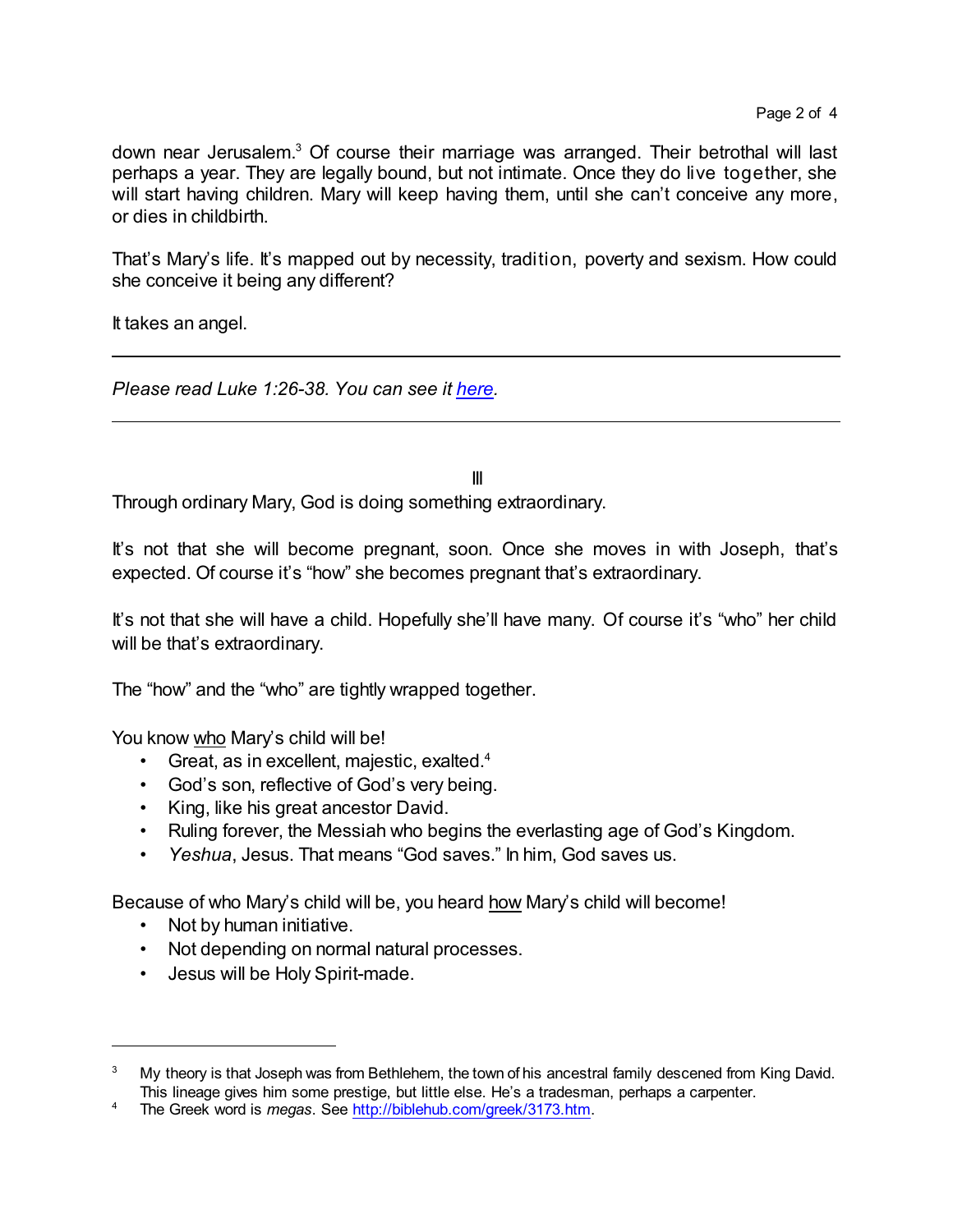down near Jerusalem.[3] Of course their marriage was arranged. Their betrothal will last perhaps a year. They are legally bound, but not intimate. Once they do live together, she will start having children. Mary will keep having them, until she can't conceive any more, or dies in childbirth.

That's Mary's life. It's mapped out by necessity, tradition, poverty and sexism. How could she conceive it being any different?

It takes an angel.

---

*Please read Luke 1:26-38. You can see it [here](here).*

---

III

Through ordinary Mary, God is doing something extraordinary.

It's not that she will become pregnant, soon. Once she moves in with Joseph, that's expected. Of course it's "how" she becomes pregnant that's extraordinary.

It's not that she will have a child. Hopefully she'll have many. Of course it's "who" her child will be that's extraordinary.

The "how" and the "who" are tightly wrapped together.

You know <u>who</u> Mary's child will be!

- Great, as in excellent, majestic, exalted.[4]
- God's son, reflective of God's very being.
- King, like his great ancestor David.
- Ruling forever, the Messiah who begins the everlasting age of God's Kingdom.
- *Yeshua*, Jesus. That means "God saves." In him, God saves us.

Because of who Mary's child will be, you heard <u>how</u> Mary's child will become!

- Not by human initiative.
- Not depending on normal natural processes.
- Jesus will be Holy Spirit-made.

---

[3] My theory is that Joseph was from Bethlehem, the town of his ancestral family descened from King David. This lineage gives him some prestige, but little else. He's a tradesman, perhaps a carpenter.

[4] The Greek word is *megas*. See http://biblehub.com/greek/3173.htm.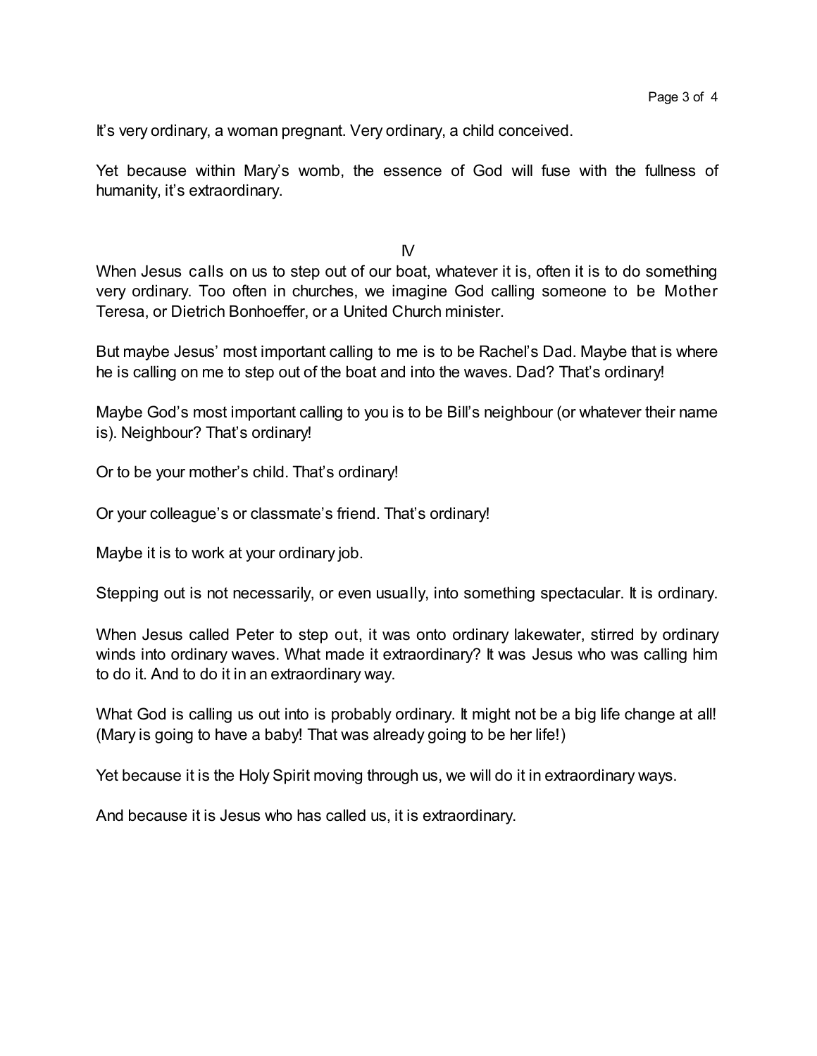It's very ordinary, a woman pregnant. Very ordinary, a child conceived.

Yet because within Mary's womb, the essence of God will fuse with the fullness of humanity, it's extraordinary.

## IV

When Jesus calls on us to step out of our boat, whatever it is, often it is to do something very ordinary. Too often in churches, we imagine God calling someone to be Mother Teresa, or Dietrich Bonhoeffer, or a United Church minister.

But maybe Jesus' most important calling to me is to be Rachel's Dad. Maybe that is where he is calling on me to step out of the boat and into the waves. Dad? That's ordinary!

Maybe God's most important calling to you is to be Bill's neighbour (or whatever their name is). Neighbour? That's ordinary!

Or to be your mother's child. That's ordinary!

Or your colleague's or classmate's friend. That's ordinary!

Maybe it is to work at your ordinary job.

Stepping out is not necessarily, or even usually, into something spectacular. It is ordinary.

When Jesus called Peter to step out, it was onto ordinary lakewater, stirred by ordinary winds into ordinary waves. What made it extraordinary? It was Jesus who was calling him to do it. And to do it in an extraordinary way.

What God is calling us out into is probably ordinary. It might not be a big life change at all! (Mary is going to have a baby! That was already going to be her life!)

Yet because it is the Holy Spirit moving through us, we will do it in extraordinary ways.

And because it is Jesus who has called us, it is extraordinary.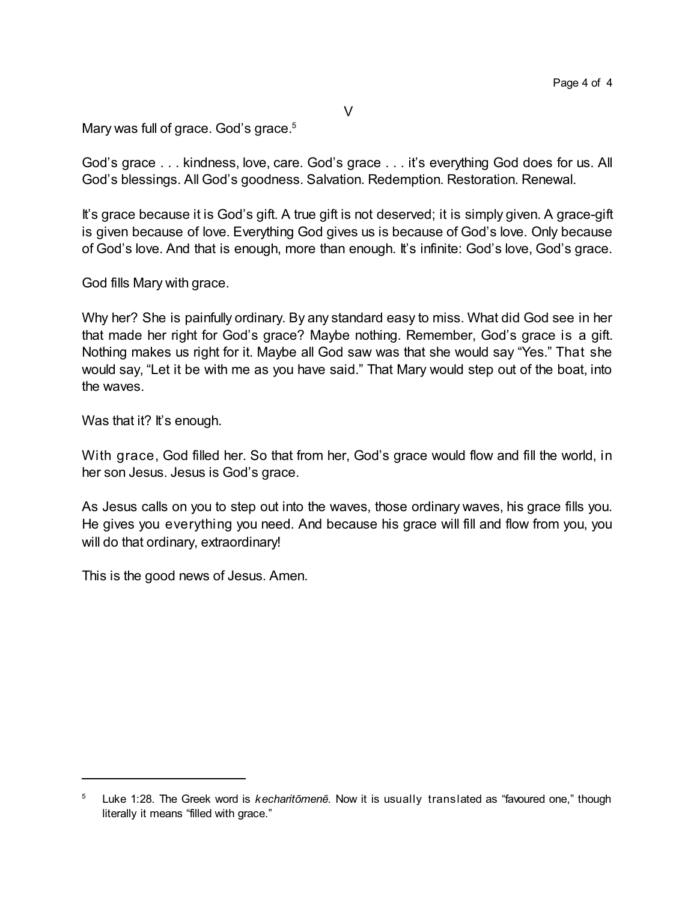V

Mary was full of grace. God's grace.[5]

God's grace . . . kindness, love, care. God's grace . . . it's everything God does for us. All God's blessings. All God's goodness. Salvation. Redemption. Restoration. Renewal.

It's grace because it is God's gift. A true gift is not deserved; it is simply given. A grace-gift is given because of love. Everything God gives us is because of God's love. Only because of God's love. And that is enough, more than enough. It's infinite: God's love, God's grace.

God fills Mary with grace.

Why her? She is painfully ordinary. By any standard easy to miss. What did God see in her that made her right for God's grace? Maybe nothing. Remember, God's grace is a gift. Nothing makes us right for it. Maybe all God saw was that she would say "Yes." That she would say, "Let it be with me as you have said." That Mary would step out of the boat, into the waves.

Was that it? It's enough.

With grace, God filled her. So that from her, God's grace would flow and fill the world, in her son Jesus. Jesus is God's grace.

As Jesus calls on you to step out into the waves, those ordinary waves, his grace fills you. He gives you everything you need. And because his grace will fill and flow from you, you will do that ordinary, extraordinary!

This is the good news of Jesus. Amen.

---

[5] Luke 1:28. The Greek word is *kecharitōmenē.* Now it is usually translated as "favoured one," though literally it means "filled with grace."